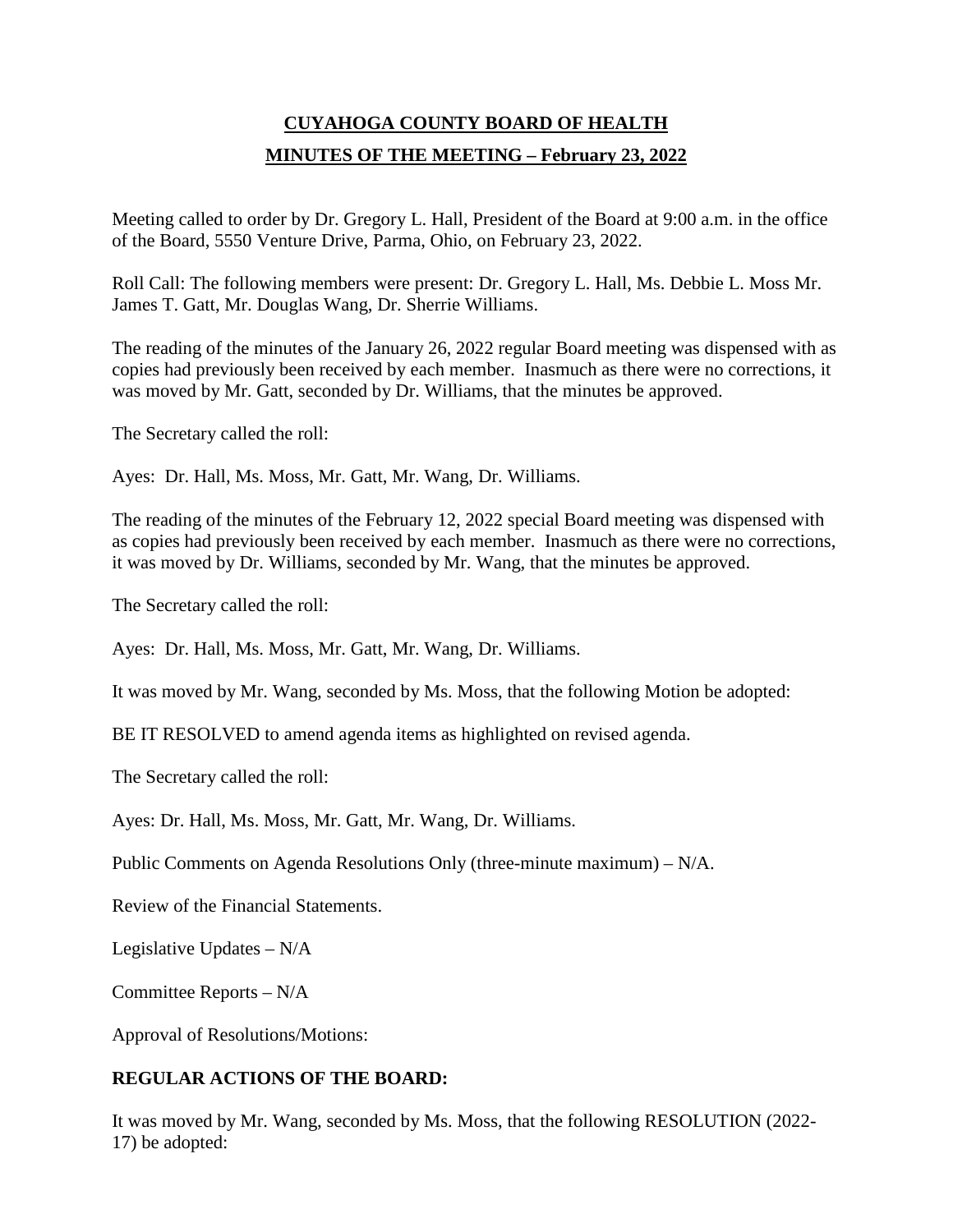# CUYAHOGA COUNTY BOARD OF HEALTH

## MINUTES OF THE MEETING – February 23, 2022

Meeting called to order by Dr. Gregory L. Hall, President of the Board at 9:00 a.m. in the office of the Board, 5550 Venture Drive, Parma, Ohio, on February 23, 2022.

Roll Call: The following members were present: Dr. Gregory L. Hall, Ms. Debbie L. Moss Mr. James T. Gatt, Mr. Douglas Wang, Dr. Sherrie Williams.

The reading of the minutes of the January 26, 2022 regular Board meeting was dispensed with as copies had previously been received by each member. Inasmuch as there were no corrections, it was moved by Mr. Gatt, seconded by Dr. Williams, that the minutes be approved.

The Secretary called the roll:

Ayes: Dr. Hall, Ms. Moss, Mr. Gatt, Mr. Wang, Dr. Williams.

The reading of the minutes of the February 12, 2022 special Board meeting was dispensed with as copies had previously been received by each member. Inasmuch as there were no corrections, it was moved by Dr. Williams, seconded by Mr. Wang, that the minutes be approved.

The Secretary called the roll:

Ayes: Dr. Hall, Ms. Moss, Mr. Gatt, Mr. Wang, Dr. Williams.

It was moved by Mr. Wang, seconded by Ms. Moss, that the following Motion be adopted:

BE IT RESOLVED to amend agenda items as highlighted on revised agenda.

The Secretary called the roll:

Ayes: Dr. Hall, Ms. Moss, Mr. Gatt, Mr. Wang, Dr. Williams.

Public Comments on Agenda Resolutions Only (three-minute maximum) – N/A.

Review of the Financial Statements.

Legislative Updates – N/A

Committee Reports – N/A

Approval of Resolutions/Motions:

### REGULAR ACTIONS OF THE BOARD:

It was moved by Mr. Wang, seconded by Ms. Moss, that the following RESOLUTION (2022-17) be adopted: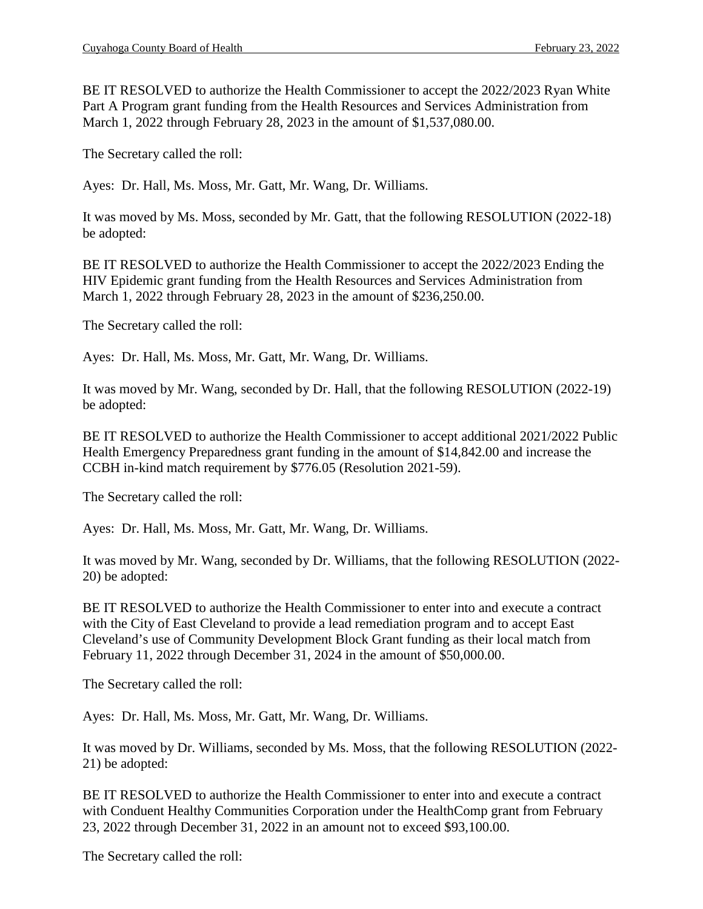BE IT RESOLVED to authorize the Health Commissioner to accept the 2022/2023 Ryan White Part A Program grant funding from the Health Resources and Services Administration from March 1, 2022 through February 28, 2023 in the amount of $1,537,080.00.

The Secretary called the roll:

Ayes: Dr. Hall, Ms. Moss, Mr. Gatt, Mr. Wang, Dr. Williams.

It was moved by Ms. Moss, seconded by Mr. Gatt, that the following RESOLUTION (2022-18) be adopted:

BE IT RESOLVED to authorize the Health Commissioner to accept the 2022/2023 Ending the HIV Epidemic grant funding from the Health Resources and Services Administration from March 1, 2022 through February 28, 2023 in the amount of $236,250.00.

The Secretary called the roll:

Ayes: Dr. Hall, Ms. Moss, Mr. Gatt, Mr. Wang, Dr. Williams.

It was moved by Mr. Wang, seconded by Dr. Hall, that the following RESOLUTION (2022-19) be adopted:

BE IT RESOLVED to authorize the Health Commissioner to accept additional 2021/2022 Public Health Emergency Preparedness grant funding in the amount of $14,842.00 and increase the CCBH in-kind match requirement by $776.05 (Resolution 2021-59).

The Secretary called the roll:

Ayes: Dr. Hall, Ms. Moss, Mr. Gatt, Mr. Wang, Dr. Williams.

It was moved by Mr. Wang, seconded by Dr. Williams, that the following RESOLUTION (2022-20) be adopted:

BE IT RESOLVED to authorize the Health Commissioner to enter into and execute a contract with the City of East Cleveland to provide a lead remediation program and to accept East Cleveland's use of Community Development Block Grant funding as their local match from February 11, 2022 through December 31, 2024 in the amount of $50,000.00.

The Secretary called the roll:

Ayes: Dr. Hall, Ms. Moss, Mr. Gatt, Mr. Wang, Dr. Williams.

It was moved by Dr. Williams, seconded by Ms. Moss, that the following RESOLUTION (2022-21) be adopted:

BE IT RESOLVED to authorize the Health Commissioner to enter into and execute a contract with Conduent Healthy Communities Corporation under the HealthComp grant from February 23, 2022 through December 31, 2022 in an amount not to exceed $93,100.00.

The Secretary called the roll: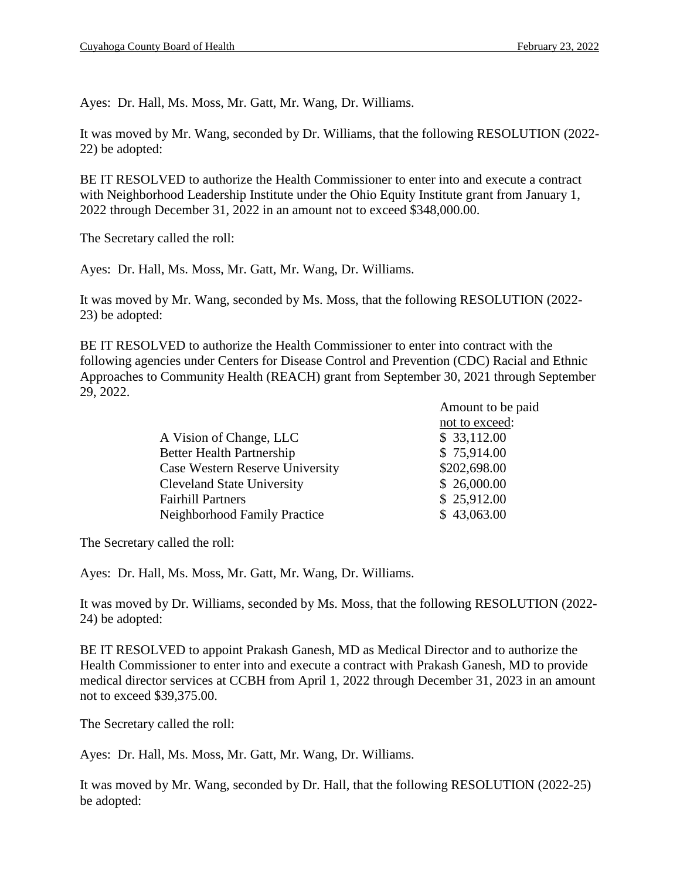Ayes: Dr. Hall, Ms. Moss, Mr. Gatt, Mr. Wang, Dr. Williams.

It was moved by Mr. Wang, seconded by Dr. Williams, that the following RESOLUTION (2022-22) be adopted:

BE IT RESOLVED to authorize the Health Commissioner to enter into and execute a contract with Neighborhood Leadership Institute under the Ohio Equity Institute grant from January 1, 2022 through December 31, 2022 in an amount not to exceed $348,000.00.

The Secretary called the roll:

Ayes: Dr. Hall, Ms. Moss, Mr. Gatt, Mr. Wang, Dr. Williams.

It was moved by Mr. Wang, seconded by Ms. Moss, that the following RESOLUTION (2022-23) be adopted:

BE IT RESOLVED to authorize the Health Commissioner to enter into contract with the following agencies under Centers for Disease Control and Prevention (CDC) Racial and Ethnic Approaches to Community Health (REACH) grant from September 30, 2021 through September 29, 2022.

| | Amount to be paid not to exceed: |
|---|---|
| A Vision of Change, LLC | $ 33,112.00 |
| Better Health Partnership | $ 75,914.00 |
| Case Western Reserve University | $202,698.00 |
| Cleveland State University | $ 26,000.00 |
| Fairhill Partners | $ 25,912.00 |
| Neighborhood Family Practice | $ 43,063.00 |

The Secretary called the roll:

Ayes: Dr. Hall, Ms. Moss, Mr. Gatt, Mr. Wang, Dr. Williams.

It was moved by Dr. Williams, seconded by Ms. Moss, that the following RESOLUTION (2022-24) be adopted:

BE IT RESOLVED to appoint Prakash Ganesh, MD as Medical Director and to authorize the Health Commissioner to enter into and execute a contract with Prakash Ganesh, MD to provide medical director services at CCBH from April 1, 2022 through December 31, 2023 in an amount not to exceed $39,375.00.

The Secretary called the roll:

Ayes: Dr. Hall, Ms. Moss, Mr. Gatt, Mr. Wang, Dr. Williams.

It was moved by Mr. Wang, seconded by Dr. Hall, that the following RESOLUTION (2022-25) be adopted: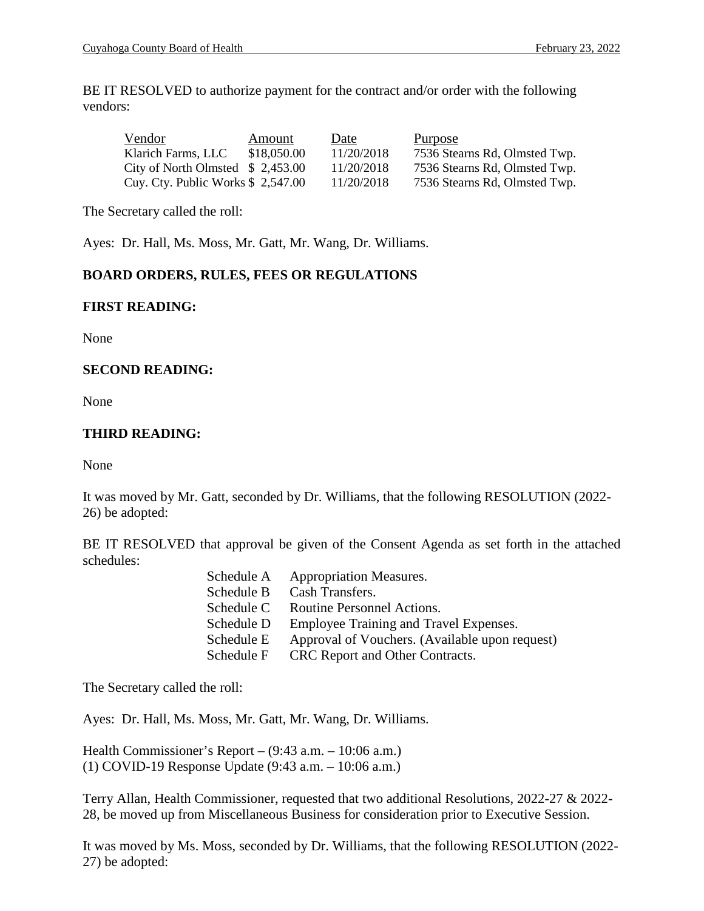BE IT RESOLVED to authorize payment for the contract and/or order with the following vendors:

| Vendor | Amount | Date | Purpose |
|---|---|---|---|
| Klarich Farms, LLC | $18,050.00 | 11/20/2018 | 7536 Stearns Rd, Olmsted Twp. |
| City of North Olmsted | $ 2,453.00 | 11/20/2018 | 7536 Stearns Rd, Olmsted Twp. |
| Cuy. Cty. Public Works | $ 2,547.00 | 11/20/2018 | 7536 Stearns Rd, Olmsted Twp. |

The Secretary called the roll:

Ayes: Dr. Hall, Ms. Moss, Mr. Gatt, Mr. Wang, Dr. Williams.

**BOARD ORDERS, RULES, FEES OR REGULATIONS**

**FIRST READING:**

None

**SECOND READING:**

None

**THIRD READING:**

None

It was moved by Mr. Gatt, seconded by Dr. Williams, that the following RESOLUTION (2022-26) be adopted:

BE IT RESOLVED that approval be given of the Consent Agenda as set forth in the attached schedules:

Schedule A Appropriation Measures.
Schedule B Cash Transfers.
Schedule C Routine Personnel Actions.
Schedule D Employee Training and Travel Expenses.
Schedule E Approval of Vouchers. (Available upon request)
Schedule F CRC Report and Other Contracts.

The Secretary called the roll:

Ayes: Dr. Hall, Ms. Moss, Mr. Gatt, Mr. Wang, Dr. Williams.

Health Commissioner's Report – (9:43 a.m. – 10:06 a.m.)
(1) COVID-19 Response Update (9:43 a.m. – 10:06 a.m.)

Terry Allan, Health Commissioner, requested that two additional Resolutions, 2022-27 & 2022-28, be moved up from Miscellaneous Business for consideration prior to Executive Session.

It was moved by Ms. Moss, seconded by Dr. Williams, that the following RESOLUTION (2022-27) be adopted: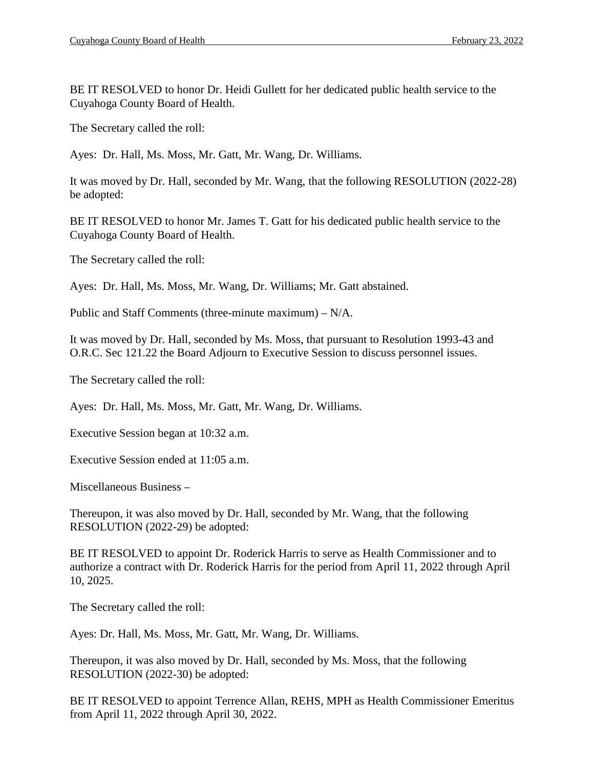BE IT RESOLVED to honor Dr. Heidi Gullett for her dedicated public health service to the Cuyahoga County Board of Health.

The Secretary called the roll:

Ayes: Dr. Hall, Ms. Moss, Mr. Gatt, Mr. Wang, Dr. Williams.

It was moved by Dr. Hall, seconded by Mr. Wang, that the following RESOLUTION (2022-28) be adopted:

BE IT RESOLVED to honor Mr. James T. Gatt for his dedicated public health service to the Cuyahoga County Board of Health.

The Secretary called the roll:

Ayes: Dr. Hall, Ms. Moss, Mr. Wang, Dr. Williams; Mr. Gatt abstained.

Public and Staff Comments (three-minute maximum) – N/A.

It was moved by Dr. Hall, seconded by Ms. Moss, that pursuant to Resolution 1993-43 and O.R.C. Sec 121.22 the Board Adjourn to Executive Session to discuss personnel issues.

The Secretary called the roll:

Ayes: Dr. Hall, Ms. Moss, Mr. Gatt, Mr. Wang, Dr. Williams.

Executive Session began at 10:32 a.m.

Executive Session ended at 11:05 a.m.

Miscellaneous Business –

Thereupon, it was also moved by Dr. Hall, seconded by Mr. Wang, that the following RESOLUTION (2022-29) be adopted:

BE IT RESOLVED to appoint Dr. Roderick Harris to serve as Health Commissioner and to authorize a contract with Dr. Roderick Harris for the period from April 11, 2022 through April 10, 2025.

The Secretary called the roll:

Ayes: Dr. Hall, Ms. Moss, Mr. Gatt, Mr. Wang, Dr. Williams.

Thereupon, it was also moved by Dr. Hall, seconded by Ms. Moss, that the following RESOLUTION (2022-30) be adopted:

BE IT RESOLVED to appoint Terrence Allan, REHS, MPH as Health Commissioner Emeritus from April 11, 2022 through April 30, 2022.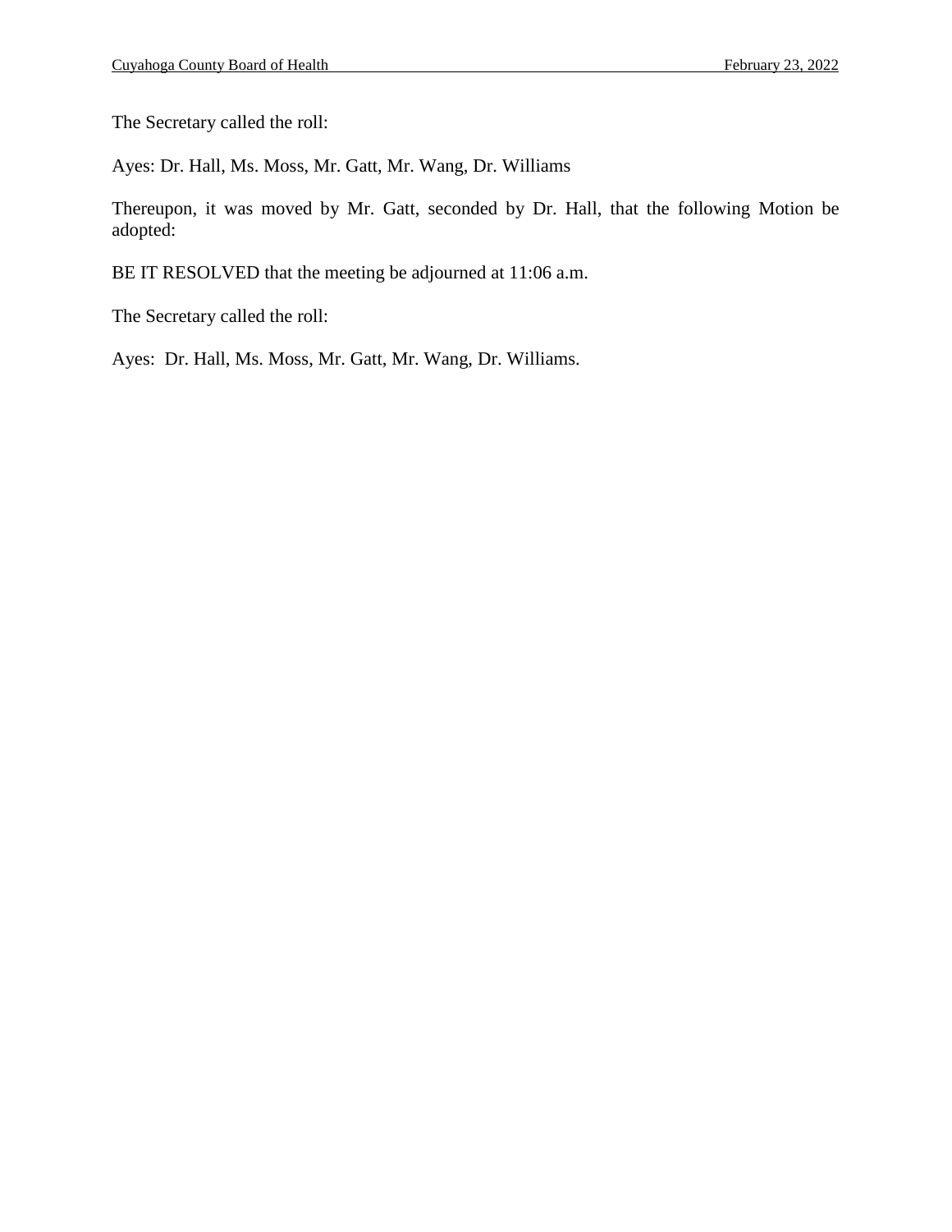The Secretary called the roll:

Ayes: Dr. Hall, Ms. Moss, Mr. Gatt, Mr. Wang, Dr. Williams

Thereupon, it was moved by Mr. Gatt, seconded by Dr. Hall, that the following Motion be adopted:

BE IT RESOLVED that the meeting be adjourned at 11:06 a.m.

The Secretary called the roll:

Ayes: Dr. Hall, Ms. Moss, Mr. Gatt, Mr. Wang, Dr. Williams.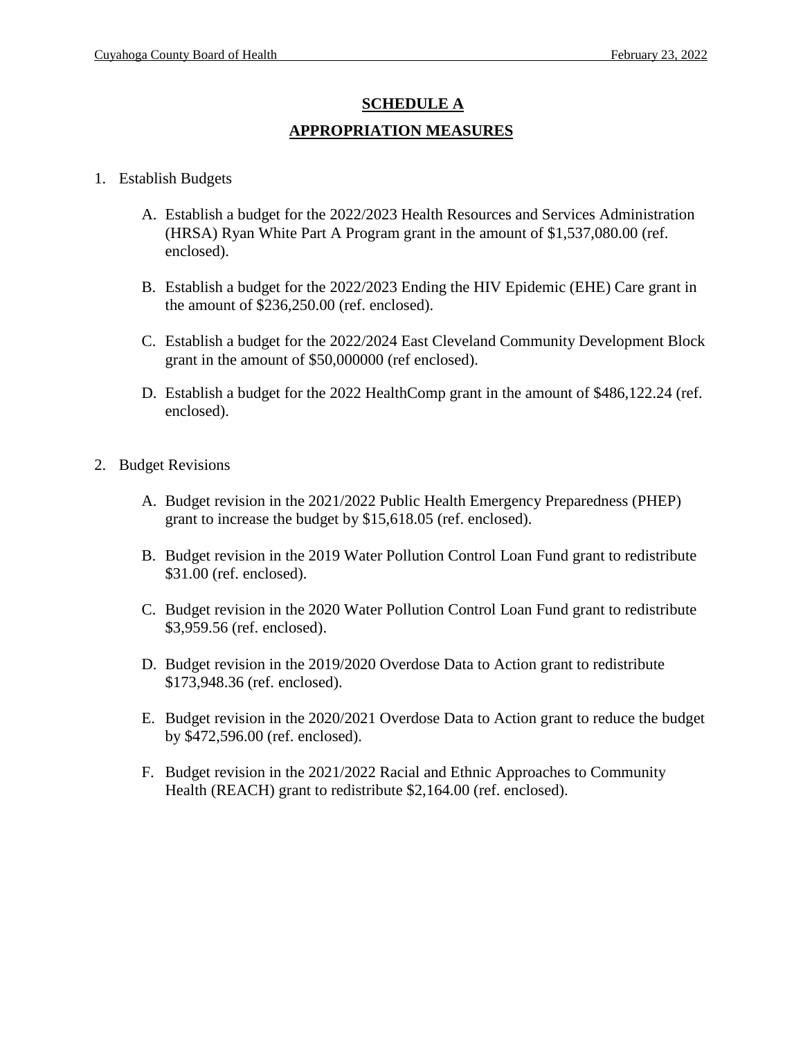## SCHEDULE A

## APPROPRIATION MEASURES

1. Establish Budgets

   A. Establish a budget for the 2022/2023 Health Resources and Services Administration (HRSA) Ryan White Part A Program grant in the amount of $1,537,080.00 (ref. enclosed).

   B. Establish a budget for the 2022/2023 Ending the HIV Epidemic (EHE) Care grant in the amount of $236,250.00 (ref. enclosed).

   C. Establish a budget for the 2022/2024 East Cleveland Community Development Block grant in the amount of $50,000000 (ref enclosed).

   D. Establish a budget for the 2022 HealthComp grant in the amount of $486,122.24 (ref. enclosed).

2. Budget Revisions

   A. Budget revision in the 2021/2022 Public Health Emergency Preparedness (PHEP) grant to increase the budget by $15,618.05 (ref. enclosed).

   B. Budget revision in the 2019 Water Pollution Control Loan Fund grant to redistribute $31.00 (ref. enclosed).

   C. Budget revision in the 2020 Water Pollution Control Loan Fund grant to redistribute $3,959.56 (ref. enclosed).

   D. Budget revision in the 2019/2020 Overdose Data to Action grant to redistribute $173,948.36 (ref. enclosed).

   E. Budget revision in the 2020/2021 Overdose Data to Action grant to reduce the budget by $472,596.00 (ref. enclosed).

   F. Budget revision in the 2021/2022 Racial and Ethnic Approaches to Community Health (REACH) grant to redistribute $2,164.00 (ref. enclosed).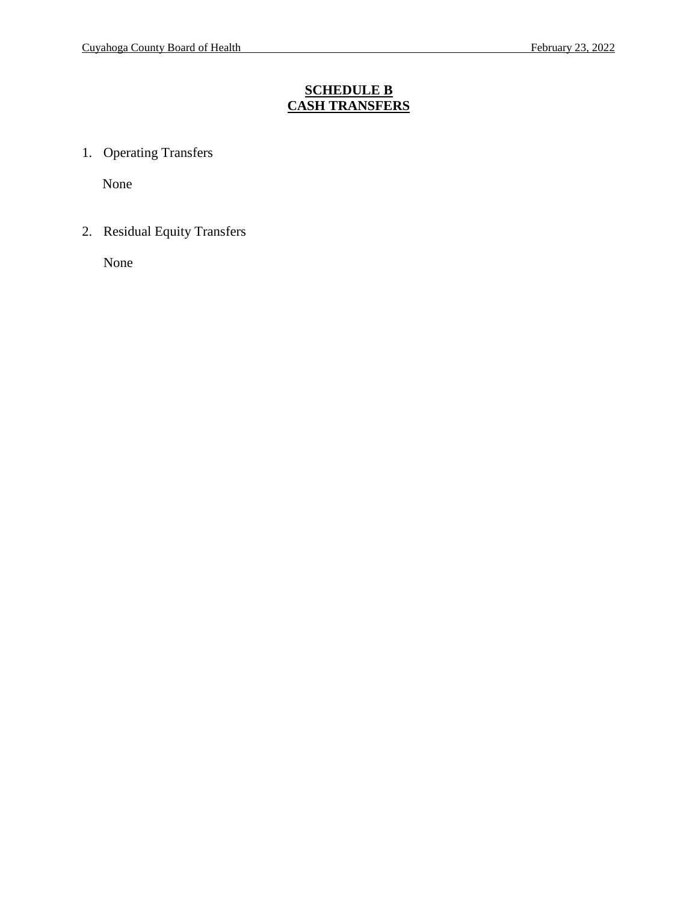## SCHEDULE B
## CASH TRANSFERS

1. Operating Transfers

   None

2. Residual Equity Transfers

   None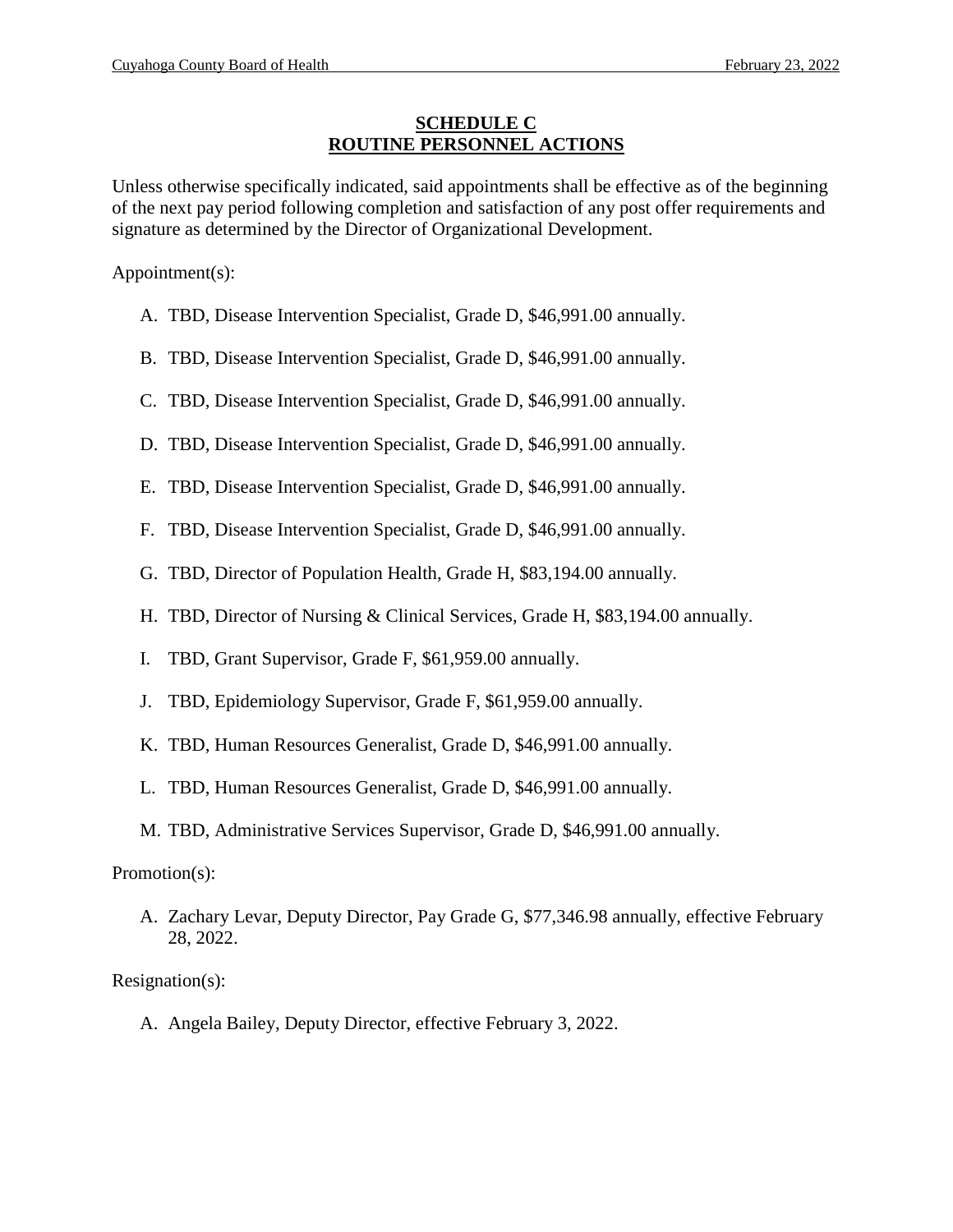## SCHEDULE C
## ROUTINE PERSONNEL ACTIONS

Unless otherwise specifically indicated, said appointments shall be effective as of the beginning of the next pay period following completion and satisfaction of any post offer requirements and signature as determined by the Director of Organizational Development.

Appointment(s):

A. TBD, Disease Intervention Specialist, Grade D, $46,991.00 annually.

B. TBD, Disease Intervention Specialist, Grade D, $46,991.00 annually.

C. TBD, Disease Intervention Specialist, Grade D, $46,991.00 annually.

D. TBD, Disease Intervention Specialist, Grade D, $46,991.00 annually.

E. TBD, Disease Intervention Specialist, Grade D, $46,991.00 annually.

F. TBD, Disease Intervention Specialist, Grade D, $46,991.00 annually.

G. TBD, Director of Population Health, Grade H, $83,194.00 annually.

H. TBD, Director of Nursing & Clinical Services, Grade H, $83,194.00 annually.

I. TBD, Grant Supervisor, Grade F, $61,959.00 annually.

J. TBD, Epidemiology Supervisor, Grade F, $61,959.00 annually.

K. TBD, Human Resources Generalist, Grade D, $46,991.00 annually.

L. TBD, Human Resources Generalist, Grade D, $46,991.00 annually.

M. TBD, Administrative Services Supervisor, Grade D, $46,991.00 annually.

Promotion(s):

A. Zachary Levar, Deputy Director, Pay Grade G, $77,346.98 annually, effective February 28, 2022.

Resignation(s):

A. Angela Bailey, Deputy Director, effective February 3, 2022.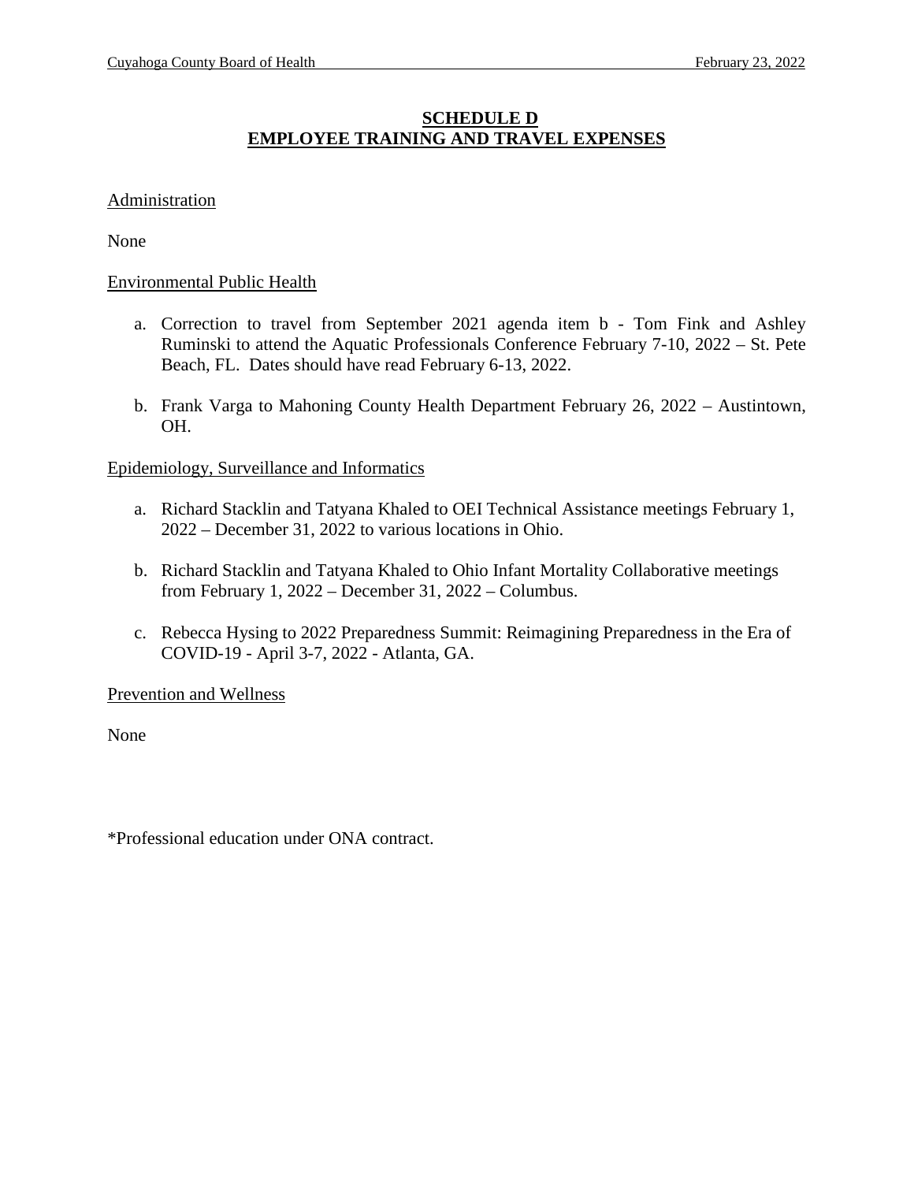## SCHEDULE D
## EMPLOYEE TRAINING AND TRAVEL EXPENSES

Administration

None

Environmental Public Health

a. Correction to travel from September 2021 agenda item b - Tom Fink and Ashley Ruminski to attend the Aquatic Professionals Conference February 7-10, 2022 – St. Pete Beach, FL. Dates should have read February 6-13, 2022.

b. Frank Varga to Mahoning County Health Department February 26, 2022 – Austintown, OH.

Epidemiology, Surveillance and Informatics

a. Richard Stacklin and Tatyana Khaled to OEI Technical Assistance meetings February 1, 2022 – December 31, 2022 to various locations in Ohio.

b. Richard Stacklin and Tatyana Khaled to Ohio Infant Mortality Collaborative meetings from February 1, 2022 – December 31, 2022 – Columbus.

c. Rebecca Hysing to 2022 Preparedness Summit: Reimagining Preparedness in the Era of COVID-19 - April 3-7, 2022 - Atlanta, GA.

Prevention and Wellness

None

*Professional education under ONA contract.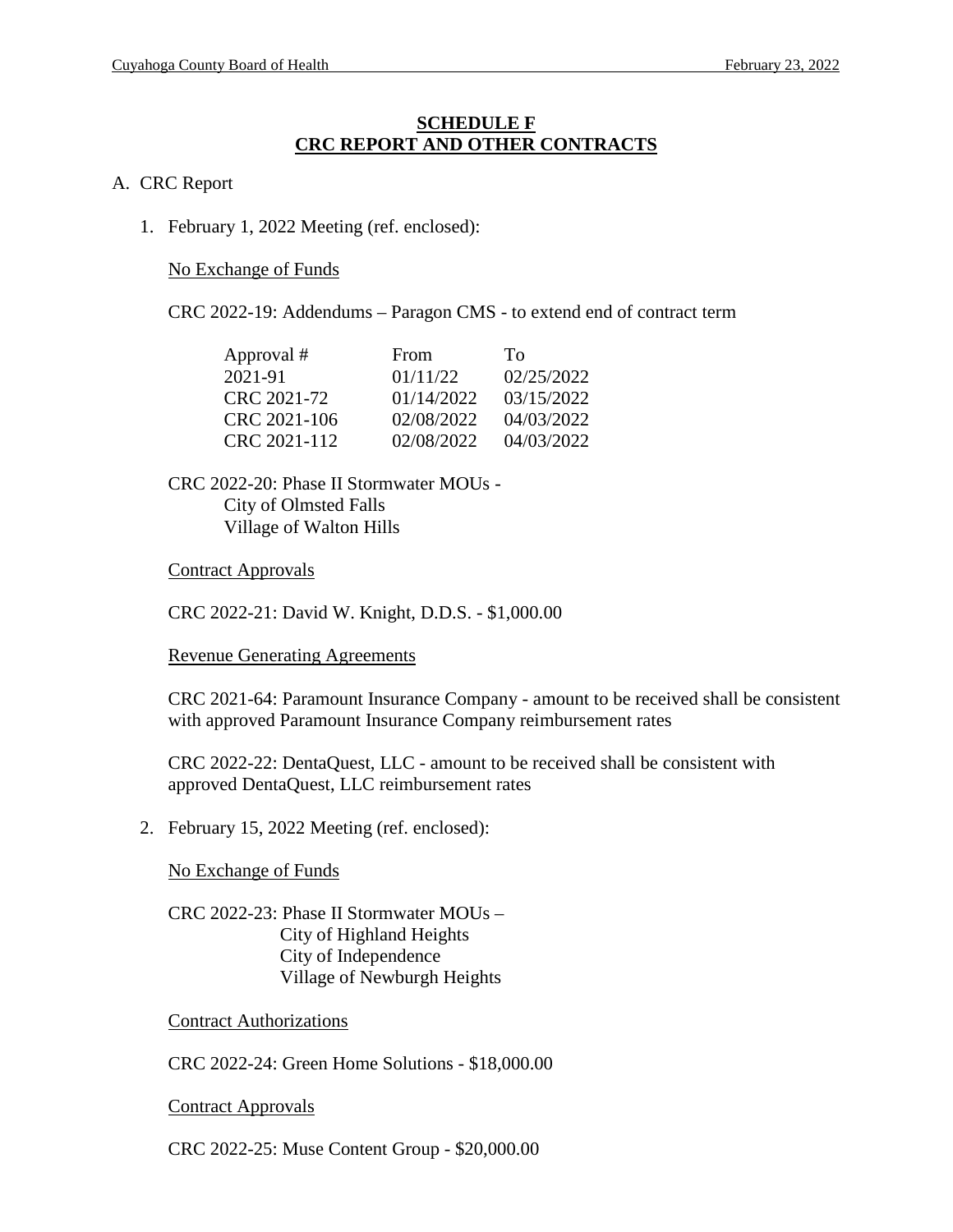## SCHEDULE F
## CRC REPORT AND OTHER CONTRACTS

A. CRC Report

1. February 1, 2022 Meeting (ref. enclosed):

   No Exchange of Funds

   CRC 2022-19: Addendums – Paragon CMS - to extend end of contract term

   | Approval # | From | To |
   |---|---|---|
   | 2021-91 | 01/11/22 | 02/25/2022 |
   | CRC 2021-72 | 01/14/2022 | 03/15/2022 |
   | CRC 2021-106 | 02/08/2022 | 04/03/2022 |
   | CRC 2021-112 | 02/08/2022 | 04/03/2022 |

   CRC 2022-20: Phase II Stormwater MOUs -
   City of Olmsted Falls
   Village of Walton Hills

   Contract Approvals

   CRC 2022-21: David W. Knight, D.D.S. - $1,000.00

   Revenue Generating Agreements

   CRC 2021-64: Paramount Insurance Company - amount to be received shall be consistent with approved Paramount Insurance Company reimbursement rates

   CRC 2022-22: DentaQuest, LLC - amount to be received shall be consistent with approved DentaQuest, LLC reimbursement rates

2. February 15, 2022 Meeting (ref. enclosed):

   No Exchange of Funds

   CRC 2022-23: Phase II Stormwater MOUs –
   City of Highland Heights
   City of Independence
   Village of Newburgh Heights

   Contract Authorizations

   CRC 2022-24: Green Home Solutions - $18,000.00

   Contract Approvals

   CRC 2022-25: Muse Content Group - $20,000.00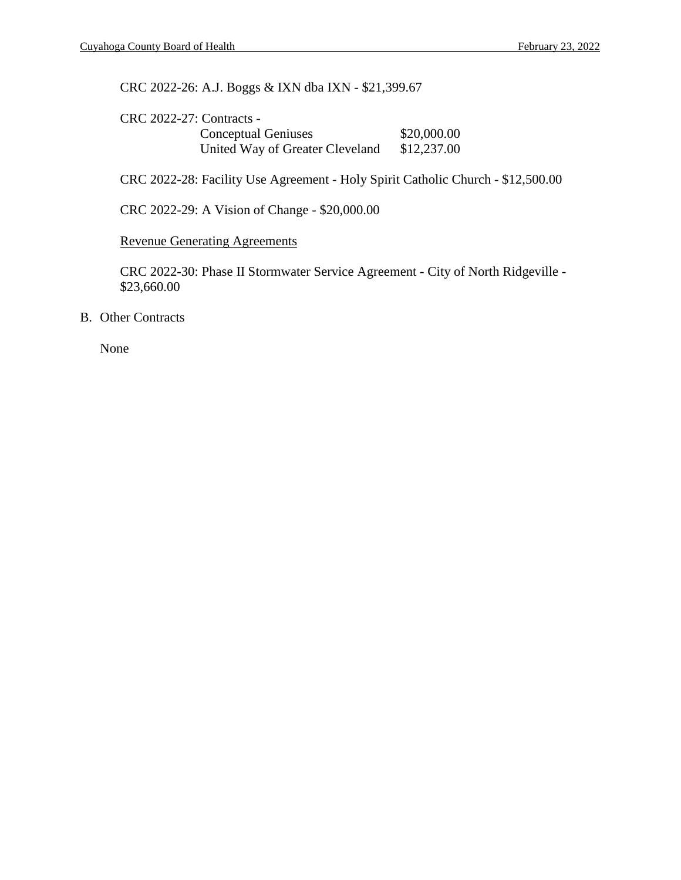CRC 2022-26: A.J. Boggs & IXN dba IXN - $21,399.67

CRC 2022-27: Contracts -

| | |
|---|---|
| Conceptual Geniuses | $20,000.00 |
| United Way of Greater Cleveland | $12,237.00 |

CRC 2022-28: Facility Use Agreement - Holy Spirit Catholic Church - $12,500.00

CRC 2022-29: A Vision of Change - $20,000.00

Revenue Generating Agreements

CRC 2022-30: Phase II Stormwater Service Agreement - City of North Ridgeville - $23,660.00

B. Other Contracts

None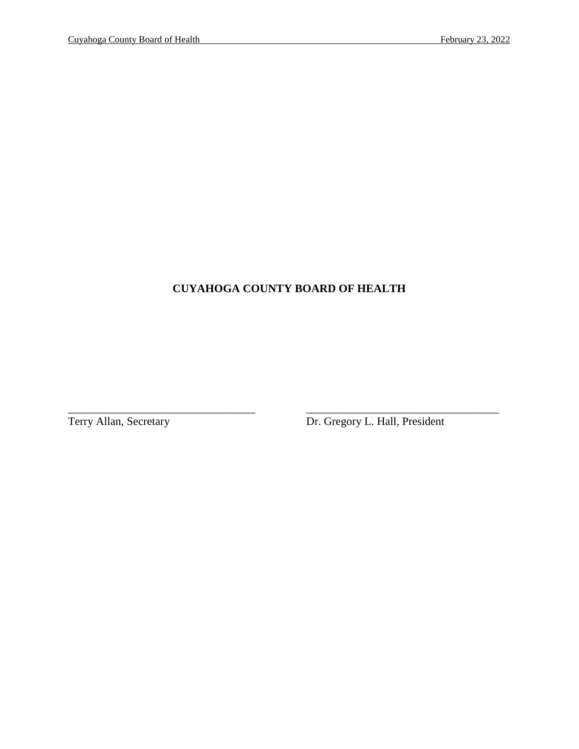**CUYAHOGA COUNTY BOARD OF HEALTH**

___________________________________ ___________________________________

Terry Allan, Secretary Dr. Gregory L. Hall, President